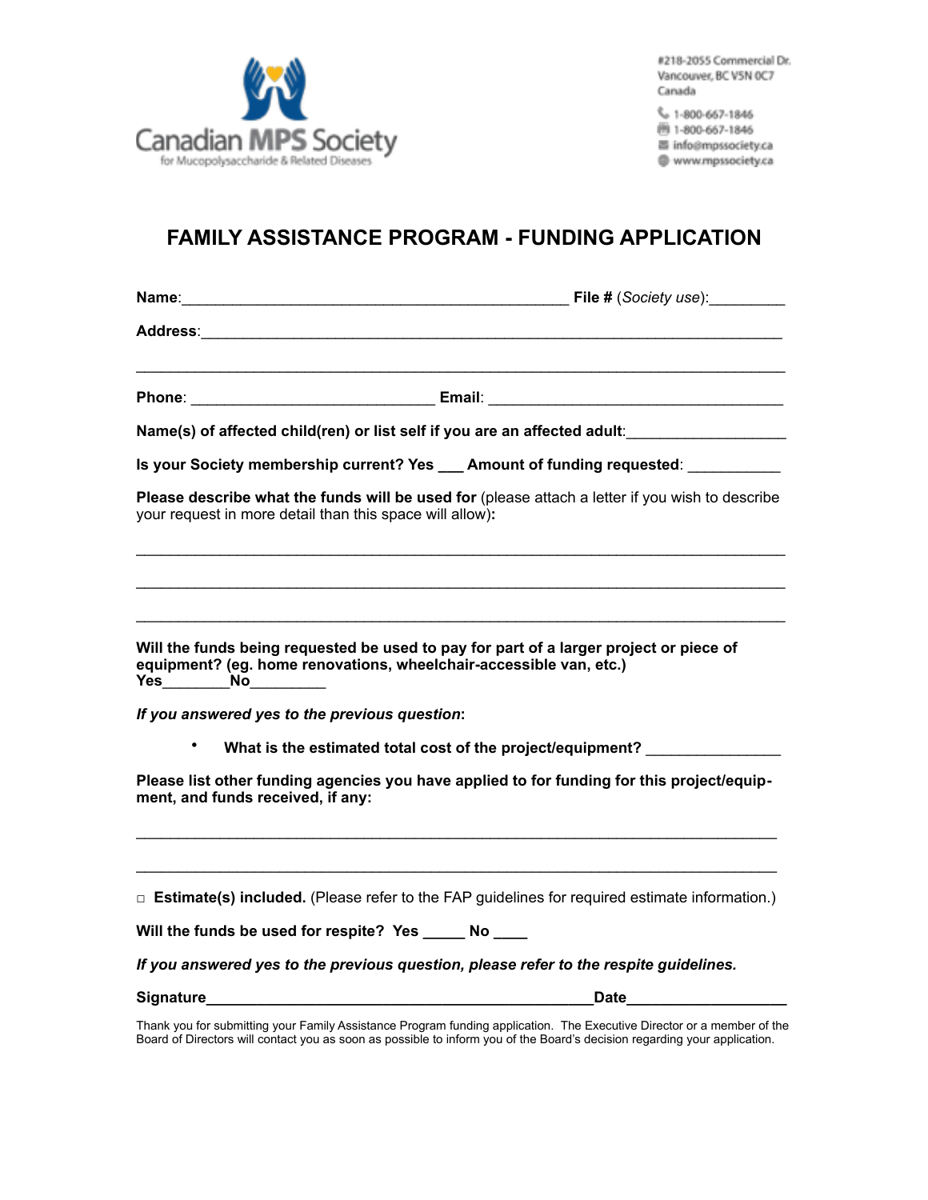Canadian MPS Society
for Mucopolysaccharide & Related Diseases

#218-2055 Commercial Dr.
Vancouver, BC V5N 0C7
Canada

1-800-667-1846
1-800-667-1846
info@mpssociety.ca
www.mpssociety.ca

# FAMILY ASSISTANCE PROGRAM - FUNDING APPLICATION

**Name**:_______________________________________________ **File #** (*Society use*):_________

**Address**:______________________________________________________________________

__________________________________________________________________________

**Phone**: ____________________________ **Email**: __________________________________

**Name(s) of affected child(ren) or list self if you are an affected adult**:__________________

**Is your Society membership current? Yes ___ Amount of funding requested**: ___________

**Please describe what the funds will be used for** (please attach a letter if you wish to describe your request in more detail than this space will allow)**:**

__________________________________________________________________________

__________________________________________________________________________

__________________________________________________________________________

**Will the funds being requested be used to pay for part of a larger project or piece of equipment? (eg. home renovations, wheelchair-accessible van, etc.)**
**Yes**________**No**_________

***If you answered yes to the previous question*:**

- **What is the estimated total cost of the project/equipment?** _______________

**Please list other funding agencies you have applied to for funding for this project/equipment, and funds received, if any:**

__________________________________________________________________________

__________________________________________________________________________

□ **Estimate(s) included.** (Please refer to the FAP guidelines for required estimate information.)

**Will the funds be used for respite? Yes _____ No ____**

***If you answered yes to the previous question, please refer to the respite guidelines.***

**Signature**______________________________________________**Date**__________________

Thank you for submitting your Family Assistance Program funding application. The Executive Director or a member of the Board of Directors will contact you as soon as possible to inform you of the Board's decision regarding your application.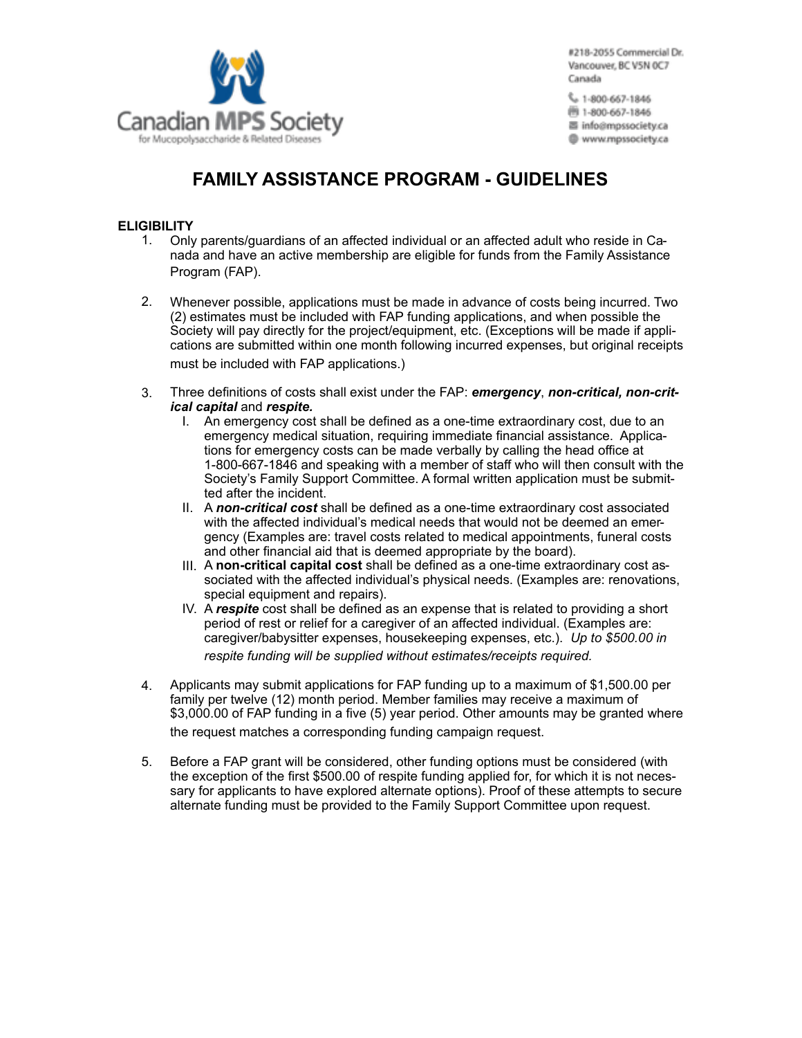Canadian MPS Society
for Mucopolysaccharide & Related Diseases

#218-2055 Commercial Dr.
Vancouver, BC V5N 0C7
Canada

1-800-667-1846
1-800-667-1846
info@mpssociety.ca
www.mpssociety.ca

# FAMILY ASSISTANCE PROGRAM - GUIDELINES

**ELIGIBILITY**

1. Only parents/guardians of an affected individual or an affected adult who reside in Canada and have an active membership are eligible for funds from the Family Assistance Program (FAP).

2. Whenever possible, applications must be made in advance of costs being incurred. Two (2) estimates must be included with FAP funding applications, and when possible the Society will pay directly for the project/equipment, etc. (Exceptions will be made if applications are submitted within one month following incurred expenses, but original receipts must be included with FAP applications.)

3. Three definitions of costs shall exist under the FAP: ***emergency***, ***non-critical, non-critical capital*** and ***respite.***
   I. An emergency cost shall be defined as a one-time extraordinary cost, due to an emergency medical situation, requiring immediate financial assistance. Applications for emergency costs can be made verbally by calling the head office at 1-800-667-1846 and speaking with a member of staff who will then consult with the Society's Family Support Committee. A formal written application must be submitted after the incident.
   II. A ***non-critical cost*** shall be defined as a one-time extraordinary cost associated with the affected individual's medical needs that would not be deemed an emergency (Examples are: travel costs related to medical appointments, funeral costs and other financial aid that is deemed appropriate by the board).
   III. A **non-critical capital cost** shall be defined as a one-time extraordinary cost associated with the affected individual's physical needs. (Examples are: renovations, special equipment and repairs).
   IV. A ***respite*** cost shall be defined as an expense that is related to providing a short period of rest or relief for a caregiver of an affected individual. (Examples are: caregiver/babysitter expenses, housekeeping expenses, etc.). *Up to $500.00 in respite funding will be supplied without estimates/receipts required.*

4. Applicants may submit applications for FAP funding up to a maximum of $1,500.00 per family per twelve (12) month period. Member families may receive a maximum of $3,000.00 of FAP funding in a five (5) year period. Other amounts may be granted where the request matches a corresponding funding campaign request.

5. Before a FAP grant will be considered, other funding options must be considered (with the exception of the first $500.00 of respite funding applied for, for which it is not necessary for applicants to have explored alternate options). Proof of these attempts to secure alternate funding must be provided to the Family Support Committee upon request.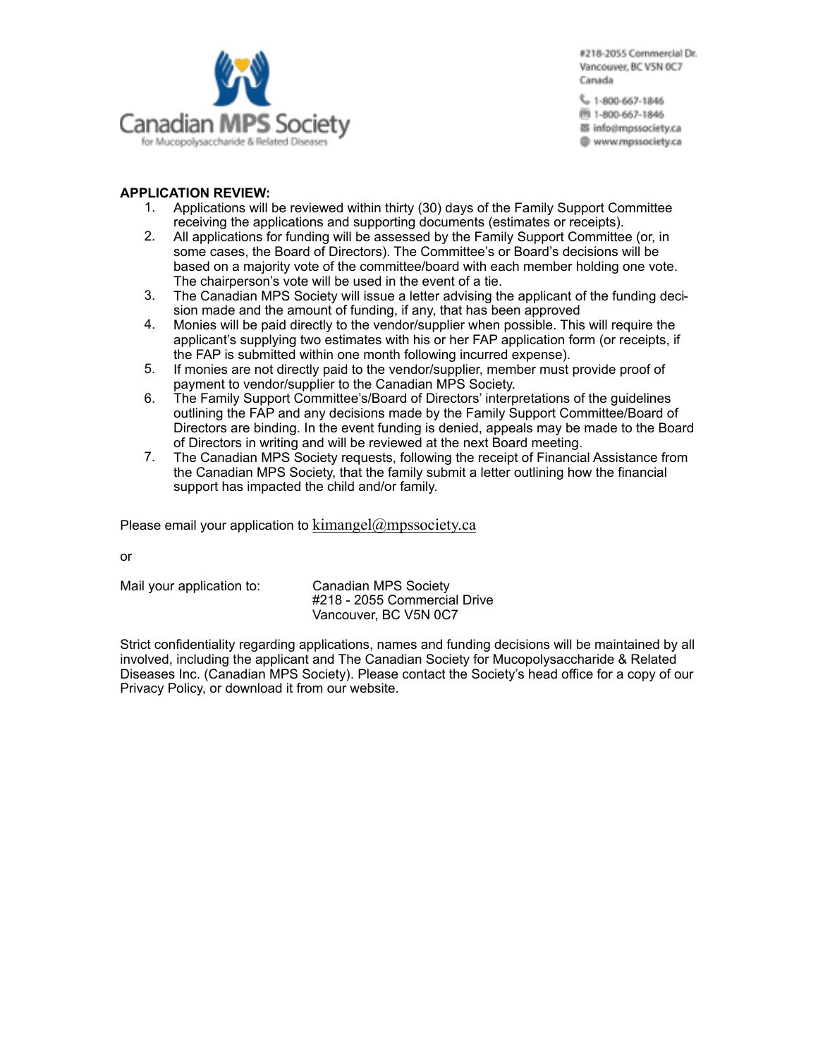#218-2055 Commercial Dr.
Vancouver, BC V5N 0C7
Canada

1-800-667-1846
1-800-667-1846
info@mpssociety.ca
www.mpssociety.ca

**APPLICATION REVIEW:**

1. Applications will be reviewed within thirty (30) days of the Family Support Committee receiving the applications and supporting documents (estimates or receipts).
2. All applications for funding will be assessed by the Family Support Committee (or, in some cases, the Board of Directors). The Committee's or Board's decisions will be based on a majority vote of the committee/board with each member holding one vote. The chairperson's vote will be used in the event of a tie.
3. The Canadian MPS Society will issue a letter advising the applicant of the funding decision made and the amount of funding, if any, that has been approved
4. Monies will be paid directly to the vendor/supplier when possible. This will require the applicant's supplying two estimates with his or her FAP application form (or receipts, if the FAP is submitted within one month following incurred expense).
5. If monies are not directly paid to the vendor/supplier, member must provide proof of payment to vendor/supplier to the Canadian MPS Society.
6. The Family Support Committee's/Board of Directors' interpretations of the guidelines outlining the FAP and any decisions made by the Family Support Committee/Board of Directors are binding. In the event funding is denied, appeals may be made to the Board of Directors in writing and will be reviewed at the next Board meeting.
7. The Canadian MPS Society requests, following the receipt of Financial Assistance from the Canadian MPS Society, that the family submit a letter outlining how the financial support has impacted the child and/or family.

Please email your application to kimangel@mpssociety.ca

or

Mail your application to:

Canadian MPS Society
#218 - 2055 Commercial Drive
Vancouver, BC V5N 0C7

Strict confidentiality regarding applications, names and funding decisions will be maintained by all involved, including the applicant and The Canadian Society for Mucopolysaccharide & Related Diseases Inc. (Canadian MPS Society). Please contact the Society's head office for a copy of our Privacy Policy, or download it from our website.